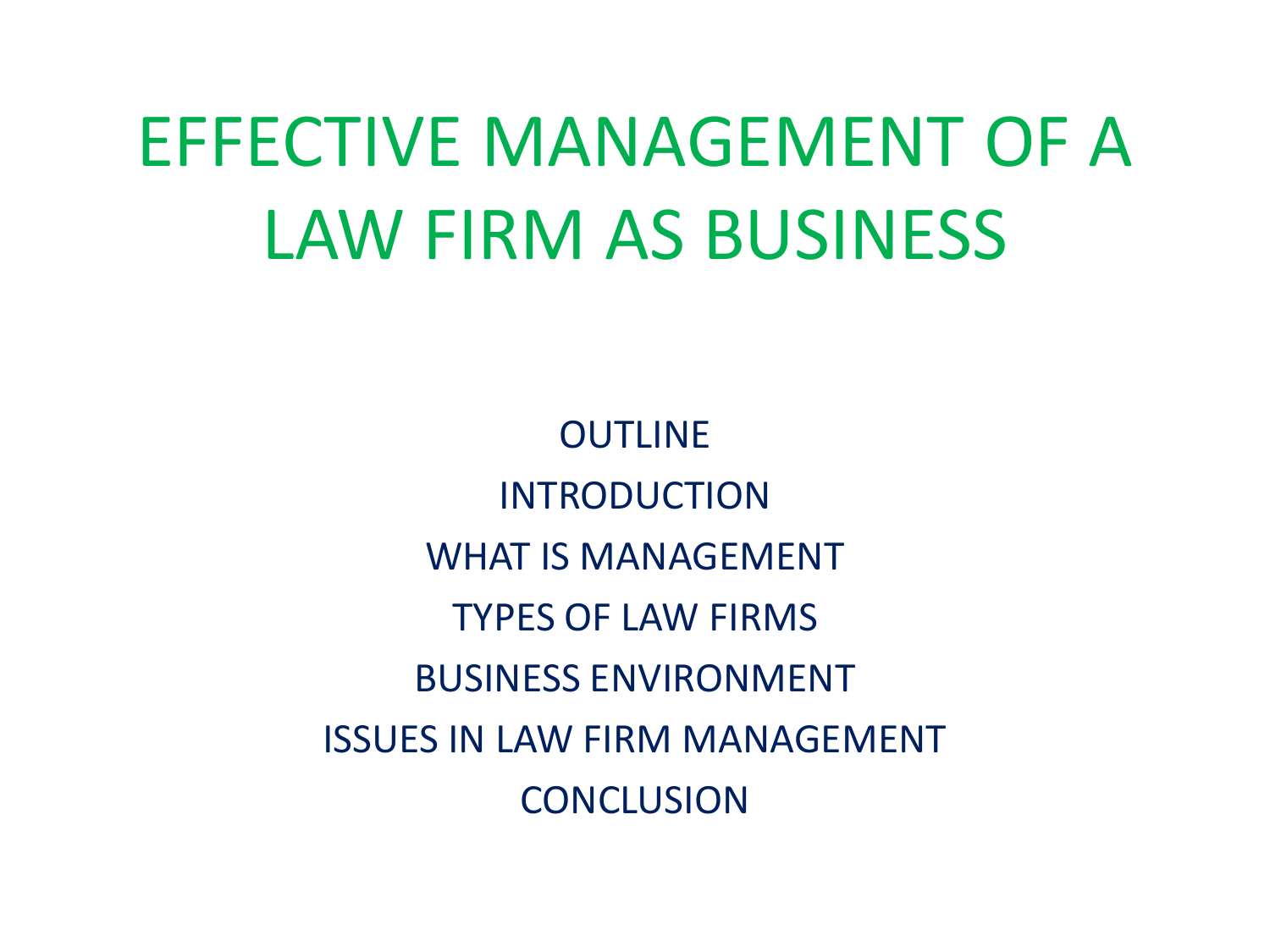# EFFECTIVE MANAGEMENT OF A LAW FIRM AS BUSINESS

OUTLINE

INTRODUCTION

WHAT IS MANAGEMENT

TYPES OF LAW FIRMS

BUSINESS ENVIRONMENT

ISSUES IN LAW FIRM MANAGEMENT

CONCLUSION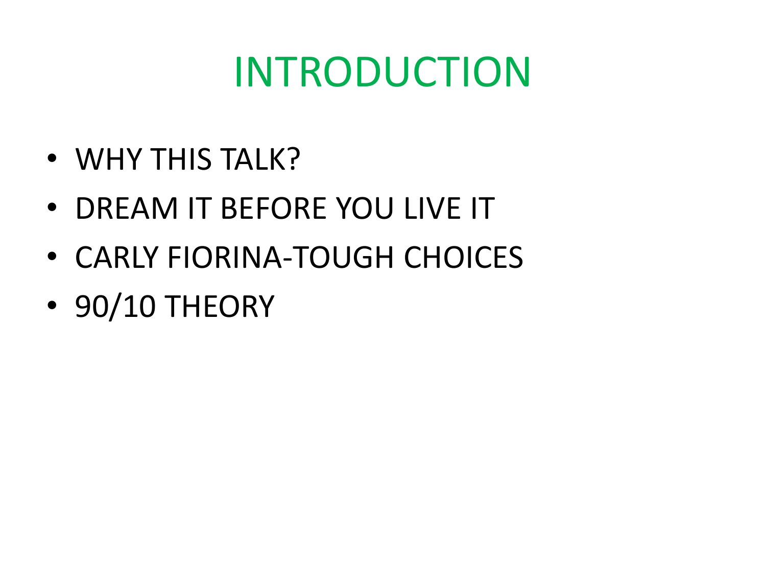# INTRODUCTION

- WHY THIS TALK?
- DREAM IT BEFORE YOU LIVE IT
- CARLY FIORINA-TOUGH CHOICES
- 90/10 THEORY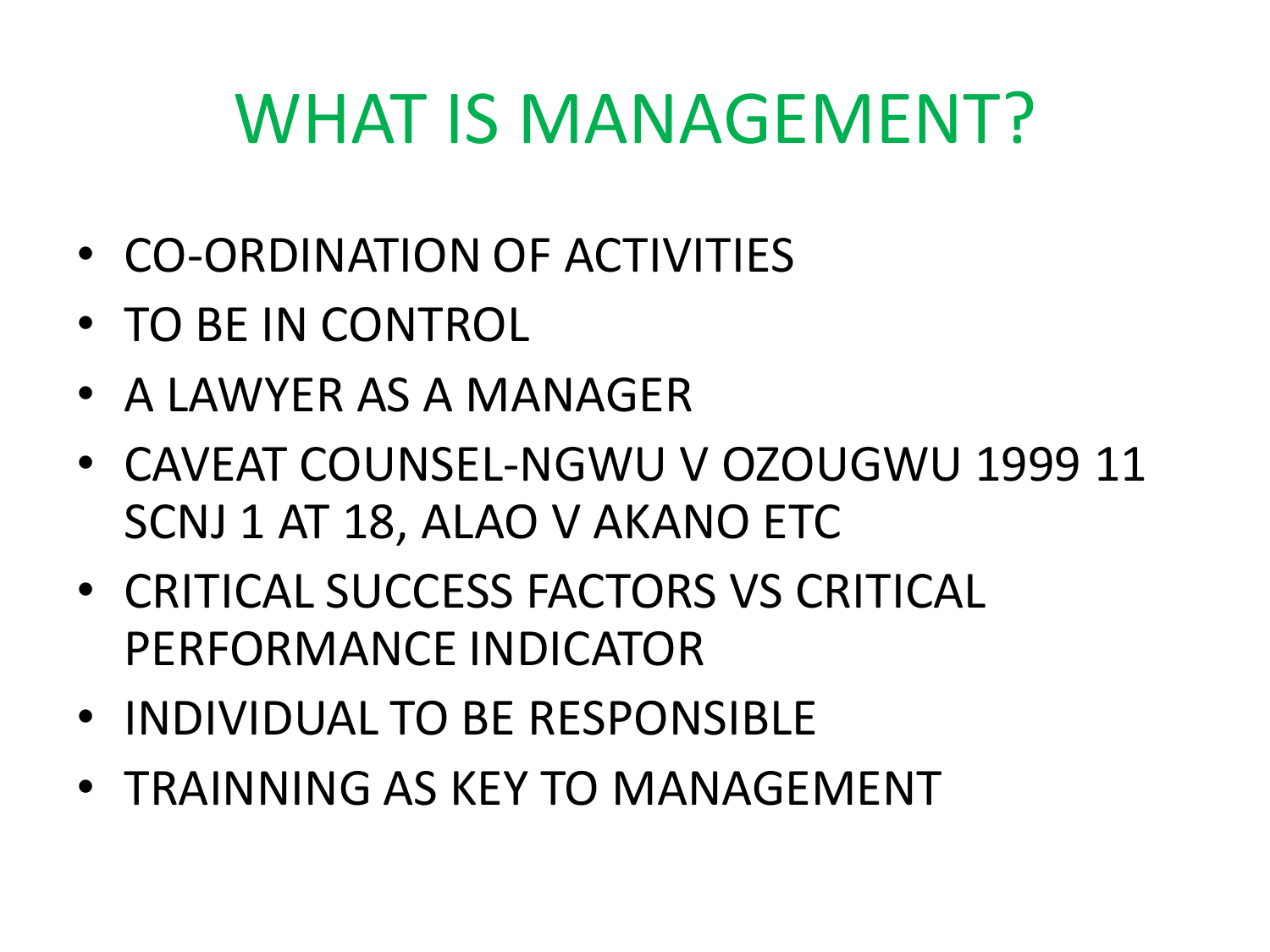# WHAT IS MANAGEMENT?

- CO-ORDINATION OF ACTIVITIES
- TO BE IN CONTROL
- A LAWYER AS A MANAGER
- CAVEAT COUNSEL-NGWU V OZOUGWU 1999 11 SCNJ 1 AT 18, ALAO V AKANO ETC
- CRITICAL SUCCESS FACTORS VS CRITICAL PERFORMANCE INDICATOR
- INDIVIDUAL TO BE RESPONSIBLE
- TRAINNING AS KEY TO MANAGEMENT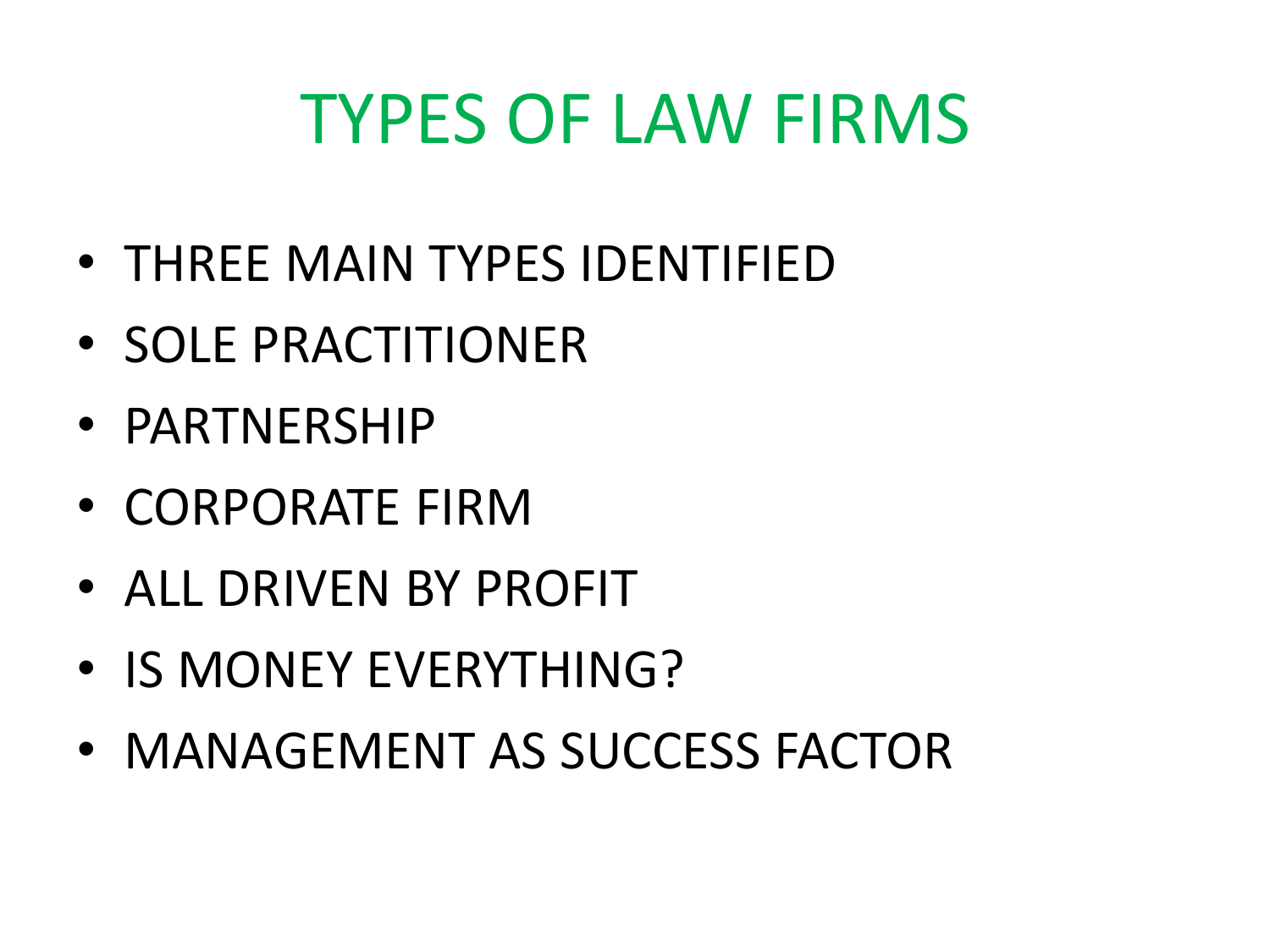# TYPES OF LAW FIRMS

- THREE MAIN TYPES IDENTIFIED
- SOLE PRACTITIONER
- PARTNERSHIP
- CORPORATE FIRM
- ALL DRIVEN BY PROFIT
- IS MONEY EVERYTHING?
- MANAGEMENT AS SUCCESS FACTOR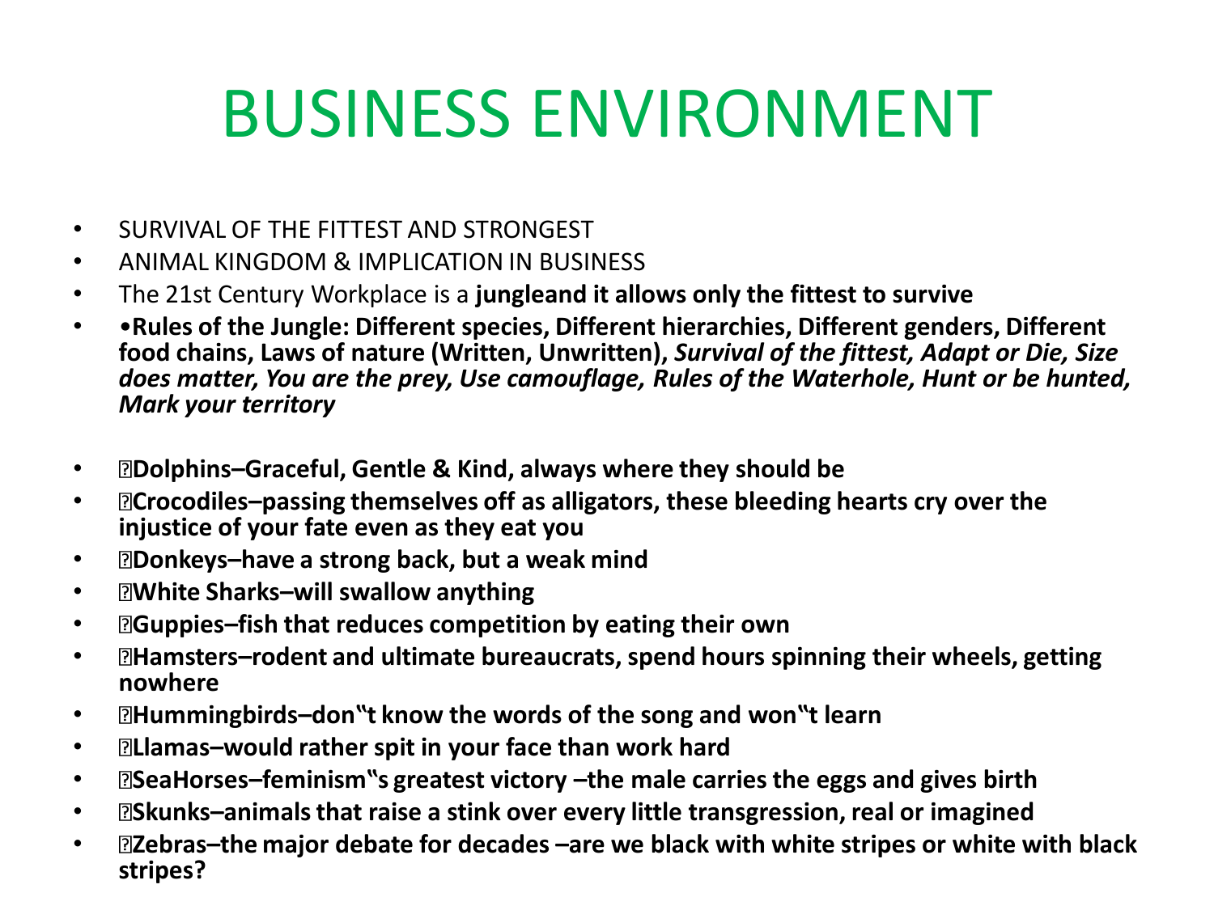# BUSINESS ENVIRONMENT

- SURVIVAL OF THE FITTEST AND STRONGEST
- ANIMAL KINGDOM & IMPLICATION IN BUSINESS
- The 21st Century Workplace is a **jungleand it allows only the fittest to survive**
- **•Rules of the Jungle: Different species, Different hierarchies, Different genders, Different food chains, Laws of nature (Written, Unwritten),** ***Survival of the fittest, Adapt or Die, Size does matter, You are the prey, Use camouflage, Rules of the Waterhole, Hunt or be hunted, Mark your territory***

- **Dolphins–Graceful, Gentle & Kind, always where they should be**
- **Crocodiles–passing themselves off as alligators, these bleeding hearts cry over the injustice of your fate even as they eat you**
- **Donkeys–have a strong back, but a weak mind**
- **White Sharks–will swallow anything**
- **Guppies–fish that reduces competition by eating their own**
- **Hamsters–rodent and ultimate bureaucrats, spend hours spinning their wheels, getting nowhere**
- **Hummingbirds–don‟t know the words of the song and won‟t learn**
- **Llamas–would rather spit in your face than work hard**
- **SeaHorses–feminism‟s greatest victory –the male carries the eggs and gives birth**
- **Skunks–animals that raise a stink over every little transgression, real or imagined**
- **Zebras–the major debate for decades –are we black with white stripes or white with black stripes?**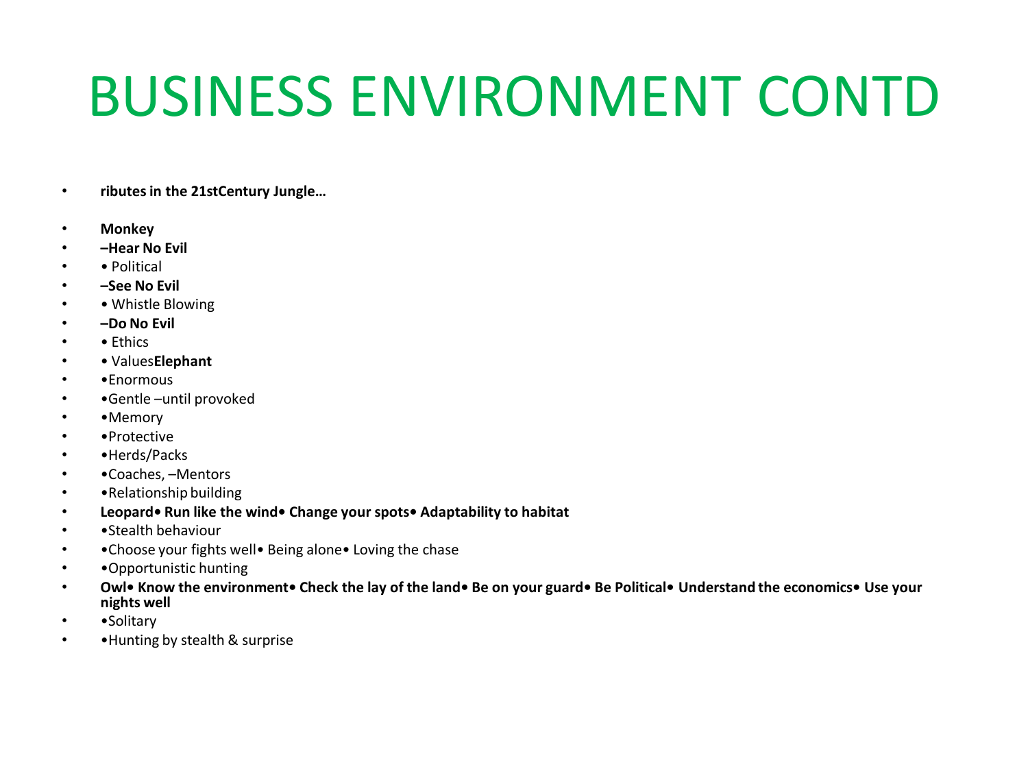# BUSINESS ENVIRONMENT CONTD

- **ributes in the 21stCentury Jungle…**
- **Monkey**
- **–Hear No Evil**
- • Political
- **–See No Evil**
- • Whistle Blowing
- **–Do No Evil**
- • Ethics
- • Values**Elephant**
- •Enormous
- •Gentle –until provoked
- •Memory
- •Protective
- •Herds/Packs
- •Coaches, –Mentors
- •Relationship building
- **Leopard• Run like the wind• Change your spots• Adaptability to habitat**
- •Stealth behaviour
- •Choose your fights well• Being alone• Loving the chase
- •Opportunistic hunting
- **Owl• Know the environment• Check the lay of the land• Be on your guard• Be Political• Understand the economics• Use your nights well**
- •Solitary
- •Hunting by stealth & surprise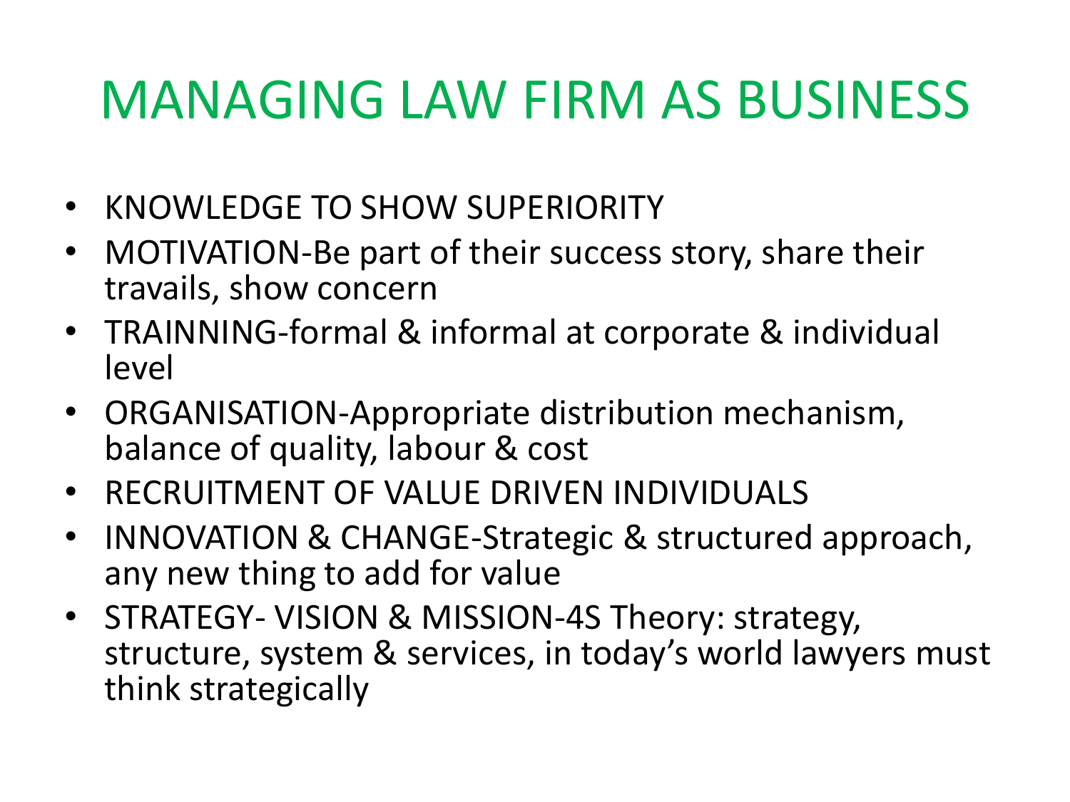# MANAGING LAW FIRM AS BUSINESS

- KNOWLEDGE TO SHOW SUPERIORITY
- MOTIVATION-Be part of their success story, share their travails, show concern
- TRAINNING-formal & informal at corporate & individual level
- ORGANISATION-Appropriate distribution mechanism, balance of quality, labour & cost
- RECRUITMENT OF VALUE DRIVEN INDIVIDUALS
- INNOVATION & CHANGE-Strategic & structured approach, any new thing to add for value
- STRATEGY- VISION & MISSION-4S Theory: strategy, structure, system & services, in today's world lawyers must think strategically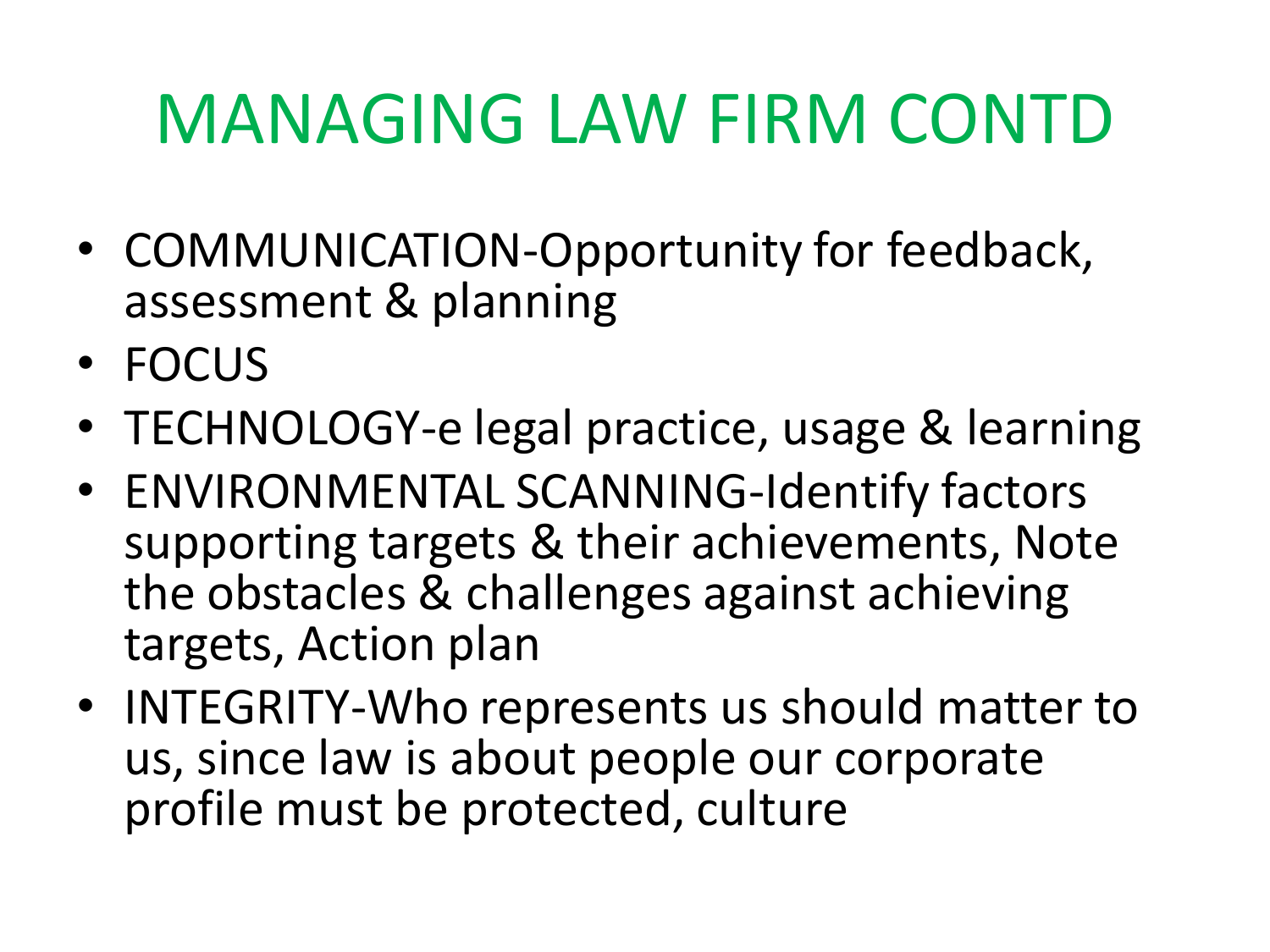# MANAGING LAW FIRM CONTD

- COMMUNICATION-Opportunity for feedback, assessment & planning
- FOCUS
- TECHNOLOGY-e legal practice, usage & learning
- ENVIRONMENTAL SCANNING-Identify factors supporting targets & their achievements, Note the obstacles & challenges against achieving targets, Action plan
- INTEGRITY-Who represents us should matter to us, since law is about people our corporate profile must be protected, culture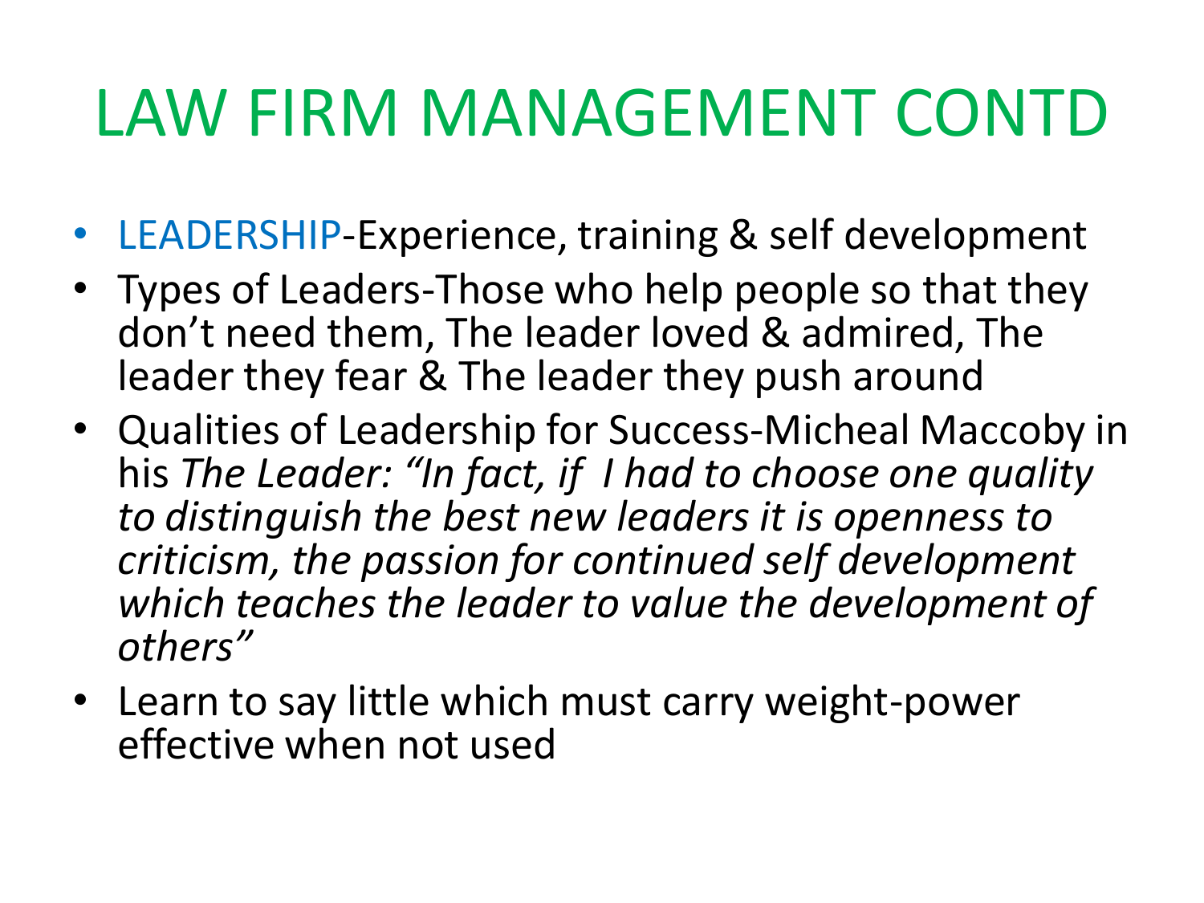# LAW FIRM MANAGEMENT CONTD

- LEADERSHIP-Experience, training & self development
- Types of Leaders-Those who help people so that they don't need them, The leader loved & admired, The leader they fear & The leader they push around
- Qualities of Leadership for Success-Micheal Maccoby in his *The Leader: "In fact, if I had to choose one quality to distinguish the best new leaders it is openness to criticism, the passion for continued self development which teaches the leader to value the development of others"*
- Learn to say little which must carry weight-power effective when not used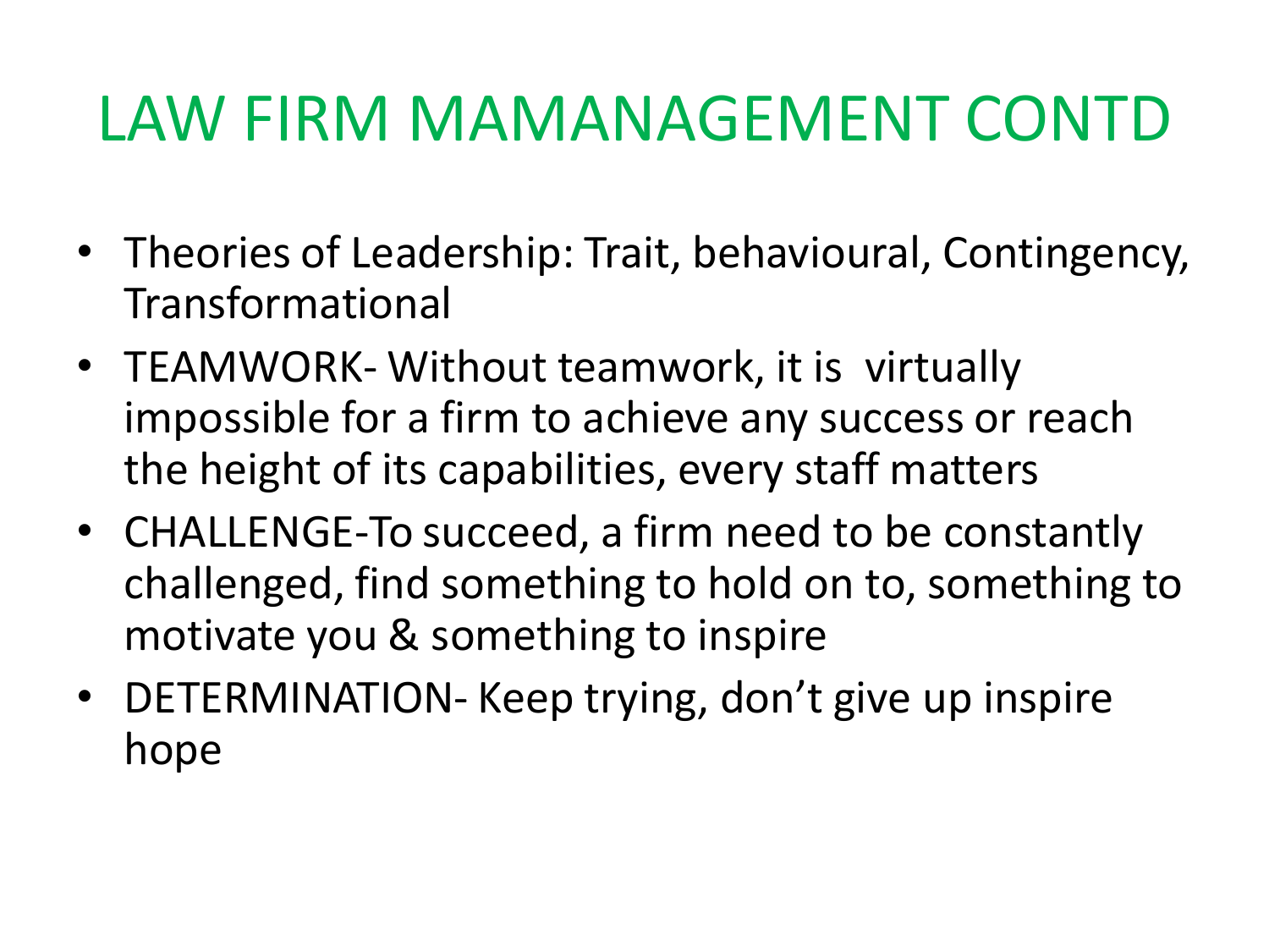# LAW FIRM MAMANAGEMENT CONTD

- Theories of Leadership: Trait, behavioural, Contingency, Transformational
- TEAMWORK- Without teamwork, it is virtually impossible for a firm to achieve any success or reach the height of its capabilities, every staff matters
- CHALLENGE-To succeed, a firm need to be constantly challenged, find something to hold on to, something to motivate you & something to inspire
- DETERMINATION- Keep trying, don't give up inspire hope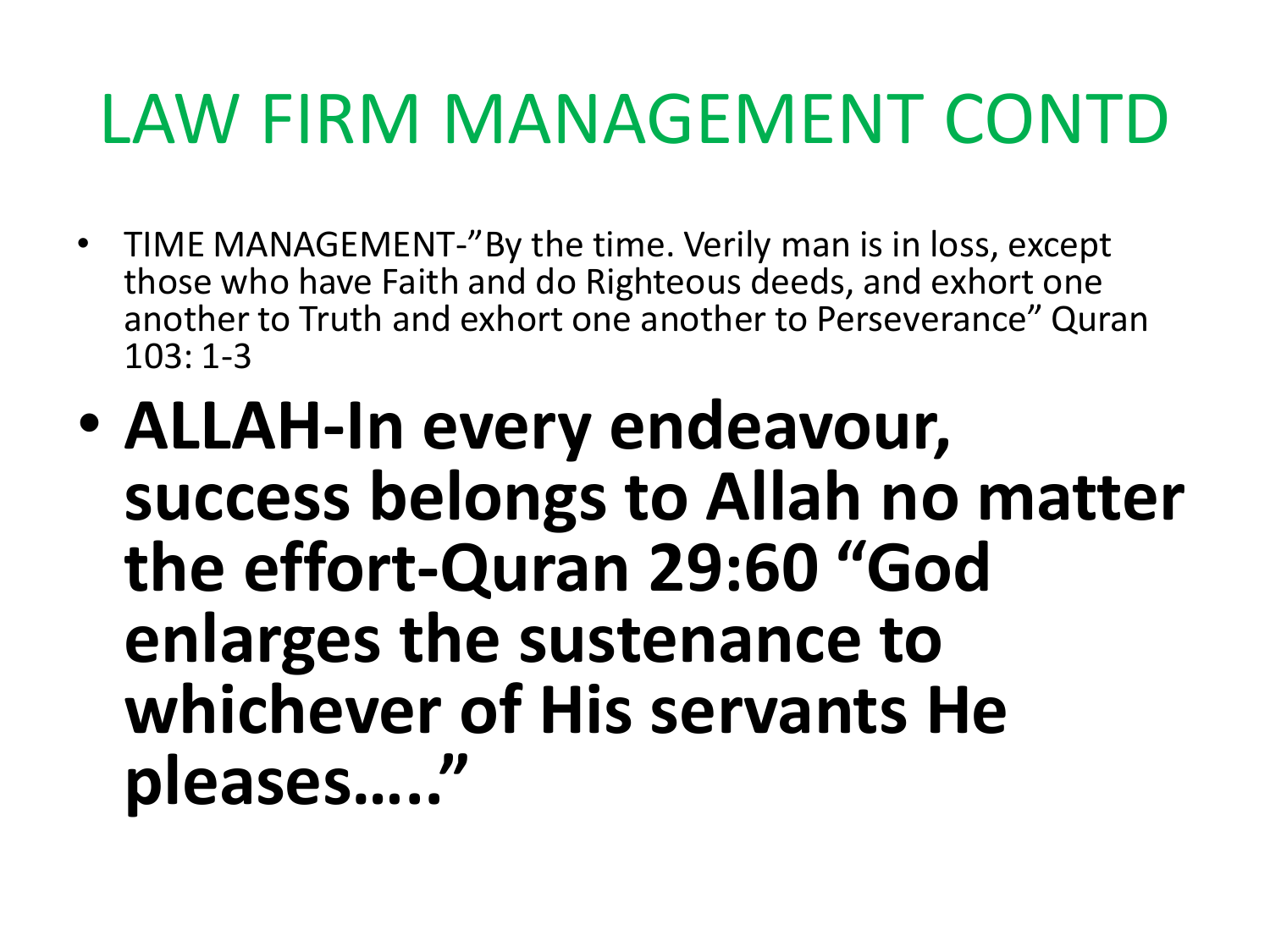# LAW FIRM MANAGEMENT CONTD

- TIME MANAGEMENT-"By the time. Verily man is in loss, except those who have Faith and do Righteous deeds, and exhort one another to Truth and exhort one another to Perseverance" Quran 103: 1-3
- **ALLAH-In every endeavour, success belongs to Allah no matter the effort-Quran 29:60 "God enlarges the sustenance to whichever of His servants He pleases….."**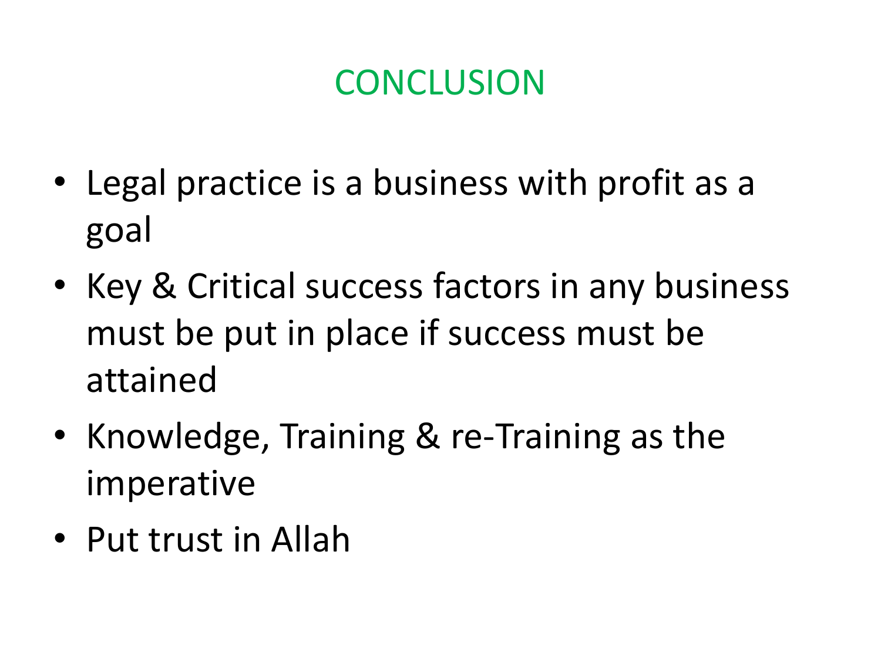# CONCLUSION

- Legal practice is a business with profit as a goal
- Key & Critical success factors in any business must be put in place if success must be attained
- Knowledge, Training & re-Training as the imperative
- Put trust in Allah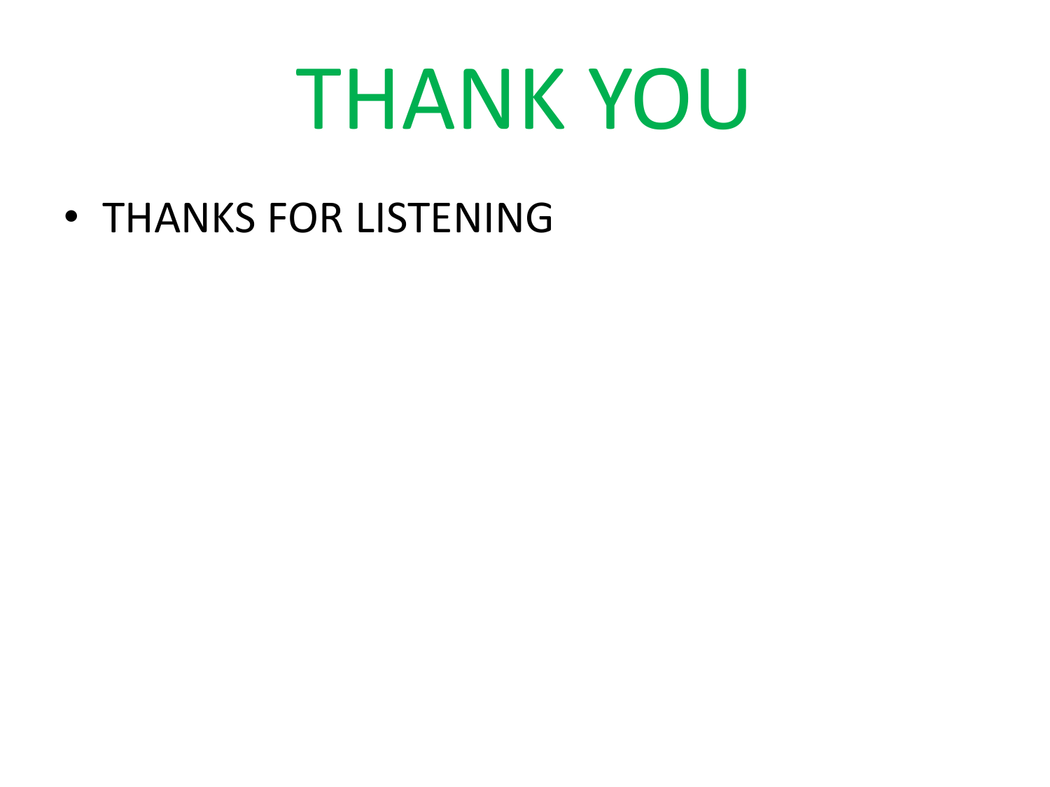# THANK YOU

- THANKS FOR LISTENING